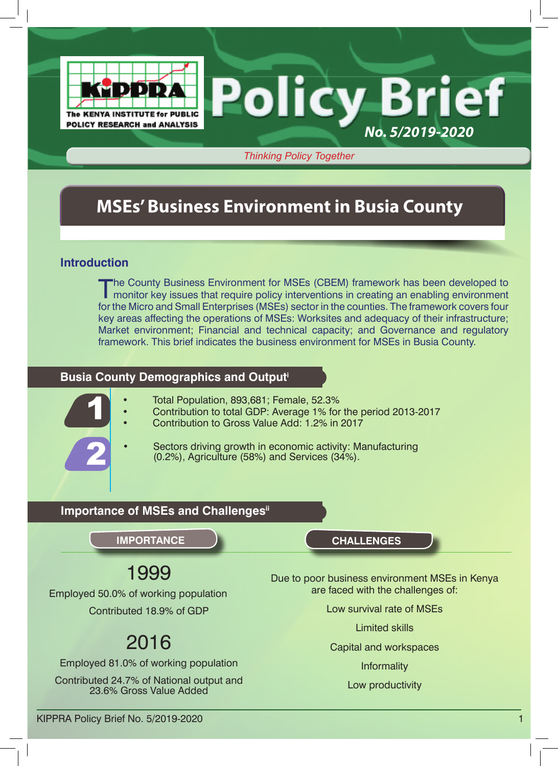# Policy Brief

**No. 5/2019-2020**

*Thinking Policy Together*

## MSEs' Business Environment in Busia County

### Introduction

The County Business Environment for MSEs (CBEM) framework has been developed to monitor key issues that require policy interventions in creating an enabling environment for the Micro and Small Enterprises (MSEs) sector in the counties. The framework covers four key areas affecting the operations of MSEs: Worksites and adequacy of their infrastructure; Market environment; Financial and technical capacity; and Governance and regulatory framework. This brief indicates the business environment for MSEs in Busia County.

### Busia County Demographics and Output[i]

1.
   - Total Population, 893,681; Female, 52.3%
   - Contribution to total GDP: Average 1% for the period 2013-2017
   - Contribution to Gross Value Add: 1.2% in 2017
2.
   - Sectors driving growth in economic activity: Manufacturing (0.2%), Agriculture (58%) and Services (34%).

### Importance of MSEs and Challenges[ii]

**IMPORTANCE**

**1999**

Employed 50.0% of working population

Contributed 18.9% of GDP

**2016**

Employed 81.0% of working population

Contributed 24.7% of National output and 23.6% Gross Value Added

**CHALLENGES**

Due to poor business environment MSEs in Kenya are faced with the challenges of:

- Low survival rate of MSEs
- Limited skills
- Capital and workspaces
- Informality
- Low productivity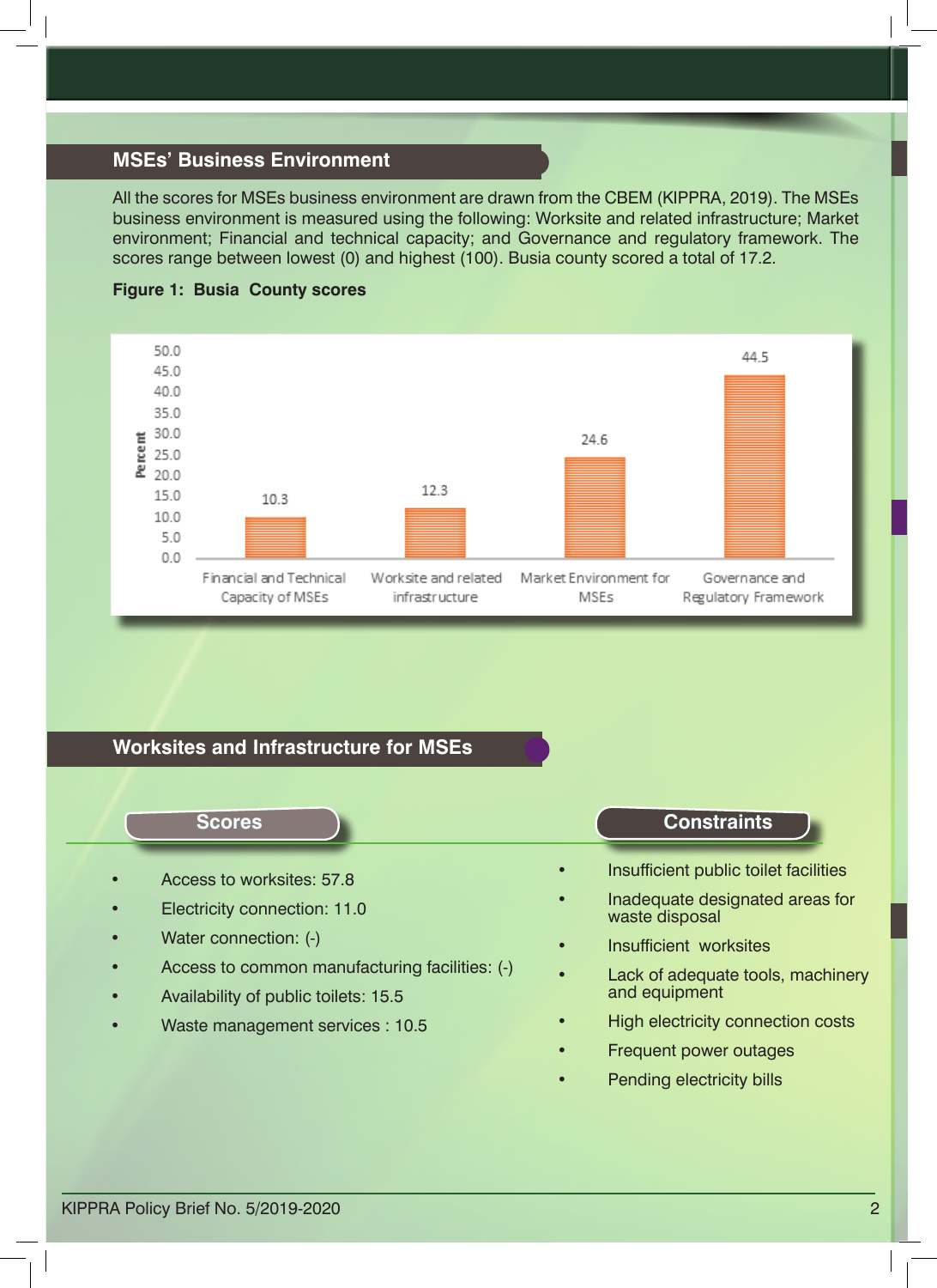## MSEs' Business Environment

All the scores for MSEs business environment are drawn from the CBEM (KIPPRA, 2019). The MSEs business environment is measured using the following: Worksite and related infrastructure; Market environment; Financial and technical capacity; and Governance and regulatory framework. The scores range between lowest (0) and highest (100). Busia county scored a total of 17.2.

**Figure 1: Busia County scores**

| Category | Percent |
|---|---|
| Financial and Technical Capacity of MSEs | 10.3 |
| Worksite and related infrastructure | 12.3 |
| Market Environment for MSEs | 24.6 |
| Governance and Regulatory Framework | 44.5 |

## Worksites and Infrastructure for MSEs

### Scores

- Access to worksites: 57.8
- Electricity connection: 11.0
- Water connection: (-)
- Access to common manufacturing facilities: (-)
- Availability of public toilets: 15.5
- Waste management services : 10.5

### Constraints

- Insufficient public toilet facilities
- Inadequate designated areas for waste disposal
- Insufficient worksites
- Lack of adequate tools, machinery and equipment
- High electricity connection costs
- Frequent power outages
- Pending electricity bills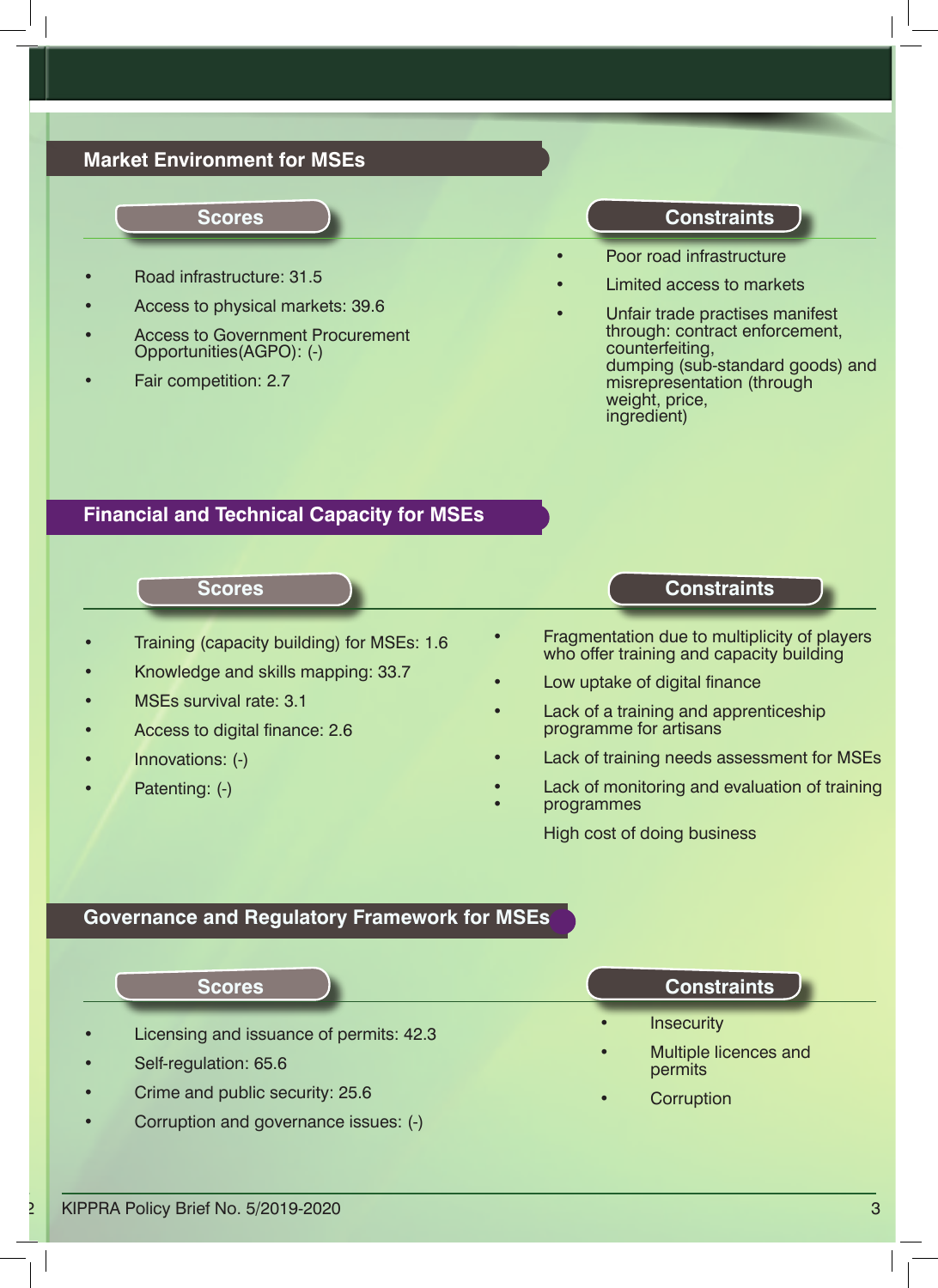## Market Environment for MSEs

### Scores

- Road infrastructure: 31.5
- Access to physical markets: 39.6
- Access to Government Procurement Opportunities(AGPO): (-)
- Fair competition: 2.7

### Constraints

- Poor road infrastructure
- Limited access to markets
- Unfair trade practises manifest through: contract enforcement, counterfeiting, dumping (sub-standard goods) and misrepresentation (through weight, price, ingredient)

## Financial and Technical Capacity for MSEs

### Scores

- Training (capacity building) for MSEs: 1.6
- Knowledge and skills mapping: 33.7
- MSEs survival rate: 3.1
- Access to digital finance: 2.6
- Innovations: (-)
- Patenting: (-)

### Constraints

- Fragmentation due to multiplicity of players who offer training and capacity building
- Low uptake of digital finance
- Lack of a training and apprenticeship programme for artisans
- Lack of training needs assessment for MSEs
- Lack of monitoring and evaluation of training programmes
- High cost of doing business

## Governance and Regulatory Framework for MSEs

### Scores

- Licensing and issuance of permits: 42.3
- Self-regulation: 65.6
- Crime and public security: 25.6
- Corruption and governance issues: (-)

### Constraints

- Insecurity
- Multiple licences and permits
- Corruption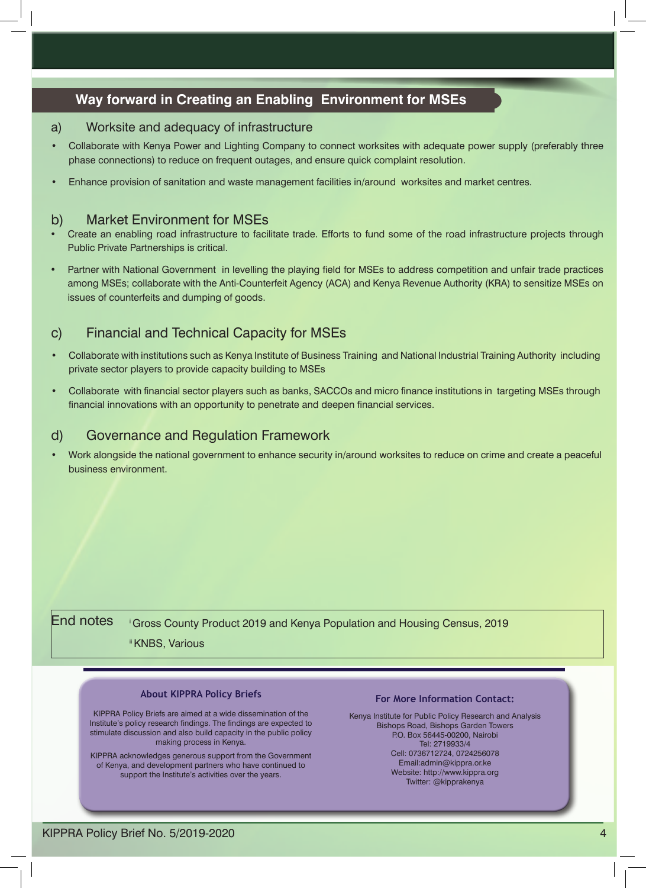## Way forward in Creating an Enabling Environment for MSEs

### a) Worksite and adequacy of infrastructure

- Collaborate with Kenya Power and Lighting Company to connect worksites with adequate power supply (preferably three phase connections) to reduce on frequent outages, and ensure quick complaint resolution.
- Enhance provision of sanitation and waste management facilities in/around worksites and market centres.

### b) Market Environment for MSEs

- Create an enabling road infrastructure to facilitate trade. Efforts to fund some of the road infrastructure projects through Public Private Partnerships is critical.
- Partner with National Government in levelling the playing field for MSEs to address competition and unfair trade practices among MSEs; collaborate with the Anti-Counterfeit Agency (ACA) and Kenya Revenue Authority (KRA) to sensitize MSEs on issues of counterfeits and dumping of goods.

### c) Financial and Technical Capacity for MSEs

- Collaborate with institutions such as Kenya Institute of Business Training and National Industrial Training Authority including private sector players to provide capacity building to MSEs
- Collaborate with financial sector players such as banks, SACCOs and micro finance institutions in targeting MSEs through financial innovations with an opportunity to penetrate and deepen financial services.

### d) Governance and Regulation Framework

- Work alongside the national government to enhance security in/around worksites to reduce on crime and create a peaceful business environment.

**End notes**

[i] Gross County Product 2019 and Kenya Population and Housing Census, 2019

[ii] KNBS, Various

**About KIPPRA Policy Briefs**

KIPPRA Policy Briefs are aimed at a wide dissemination of the Institute's policy research findings. The findings are expected to stimulate discussion and also build capacity in the public policy making process in Kenya.

KIPPRA acknowledges generous support from the Government of Kenya, and development partners who have continued to support the Institute's activities over the years.

**For More Information Contact:**

Kenya Institute for Public Policy Research and Analysis
Bishops Road, Bishops Garden Towers
P.O. Box 56445-00200, Nairobi
Tel: 2719933/4
Cell: 0736712724, 0724256078
Email:admin@kippra.or.ke
Website: http://www.kippra.org
Twitter: @kipprakenya